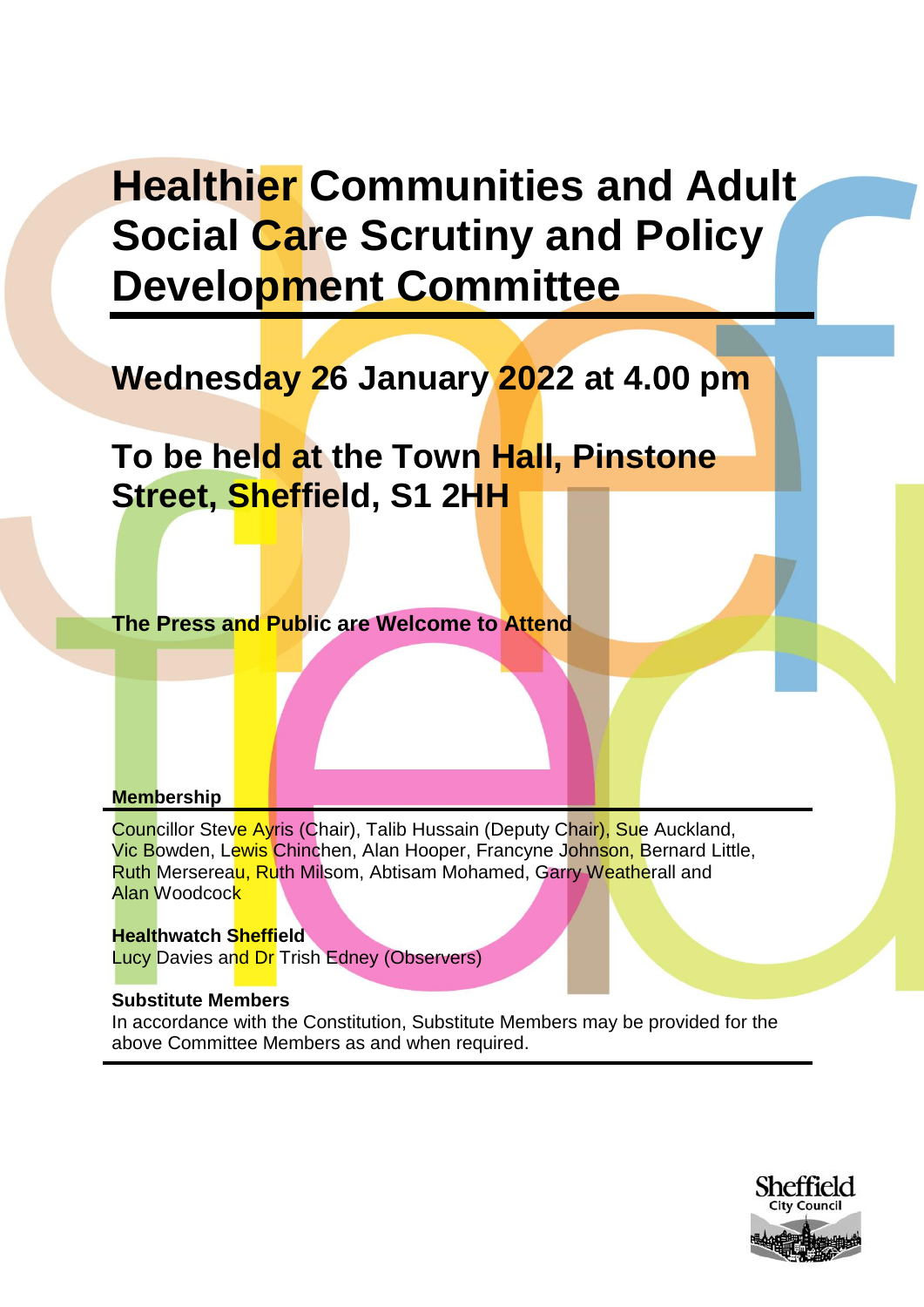# Healthier Communities and Adult Social Care Scrutiny and Policy Development Committee

## Wednesday 26 January 2022 at 4.00 pm

## To be held at the Town Hall, Pinstone Street, Sheffield, S1 2HH

**The Press and Public are Welcome to Attend**

**Membership**

Councillor Steve Ayris (Chair), Talib Hussain (Deputy Chair), Sue Auckland, Vic Bowden, Lewis Chinchen, Alan Hooper, Francyne Johnson, Bernard Little, Ruth Mersereau, Ruth Milsom, Abtisam Mohamed, Garry Weatherall and Alan Woodcock

**Healthwatch Sheffield**
Lucy Davies and Dr Trish Edney (Observers)

**Substitute Members**
In accordance with the Constitution, Substitute Members may be provided for the above Committee Members as and when required.

Sheffield City Council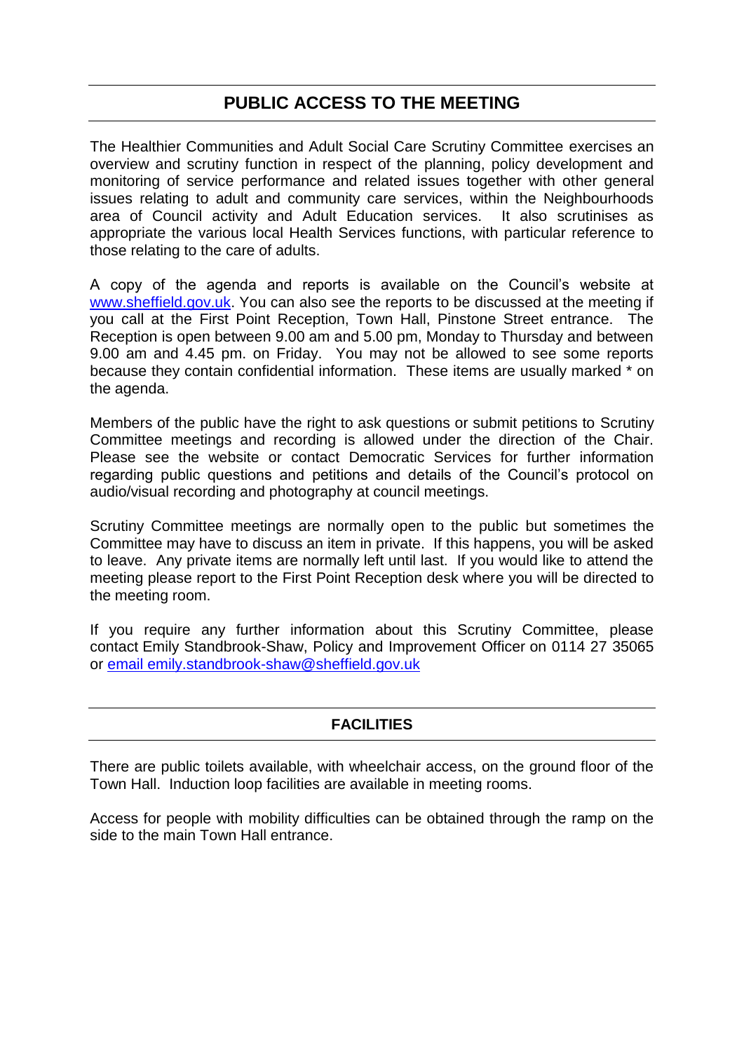## PUBLIC ACCESS TO THE MEETING

The Healthier Communities and Adult Social Care Scrutiny Committee exercises an overview and scrutiny function in respect of the planning, policy development and monitoring of service performance and related issues together with other general issues relating to adult and community care services, within the Neighbourhoods area of Council activity and Adult Education services. It also scrutinises as appropriate the various local Health Services functions, with particular reference to those relating to the care of adults.

A copy of the agenda and reports is available on the Council's website at [www.sheffield.gov.uk](http://www.sheffield.gov.uk). You can also see the reports to be discussed at the meeting if you call at the First Point Reception, Town Hall, Pinstone Street entrance. The Reception is open between 9.00 am and 5.00 pm, Monday to Thursday and between 9.00 am and 4.45 pm. on Friday. You may not be allowed to see some reports because they contain confidential information. These items are usually marked * on the agenda.

Members of the public have the right to ask questions or submit petitions to Scrutiny Committee meetings and recording is allowed under the direction of the Chair. Please see the website or contact Democratic Services for further information regarding public questions and petitions and details of the Council's protocol on audio/visual recording and photography at council meetings.

Scrutiny Committee meetings are normally open to the public but sometimes the Committee may have to discuss an item in private. If this happens, you will be asked to leave. Any private items are normally left until last. If you would like to attend the meeting please report to the First Point Reception desk where you will be directed to the meeting room.

If you require any further information about this Scrutiny Committee, please contact Emily Standbrook-Shaw, Policy and Improvement Officer on 0114 27 35065 or [email emily.standbrook-shaw@sheffield.gov.uk](mailto:emily.standbrook-shaw@sheffield.gov.uk)

## FACILITIES

There are public toilets available, with wheelchair access, on the ground floor of the Town Hall. Induction loop facilities are available in meeting rooms.

Access for people with mobility difficulties can be obtained through the ramp on the side to the main Town Hall entrance.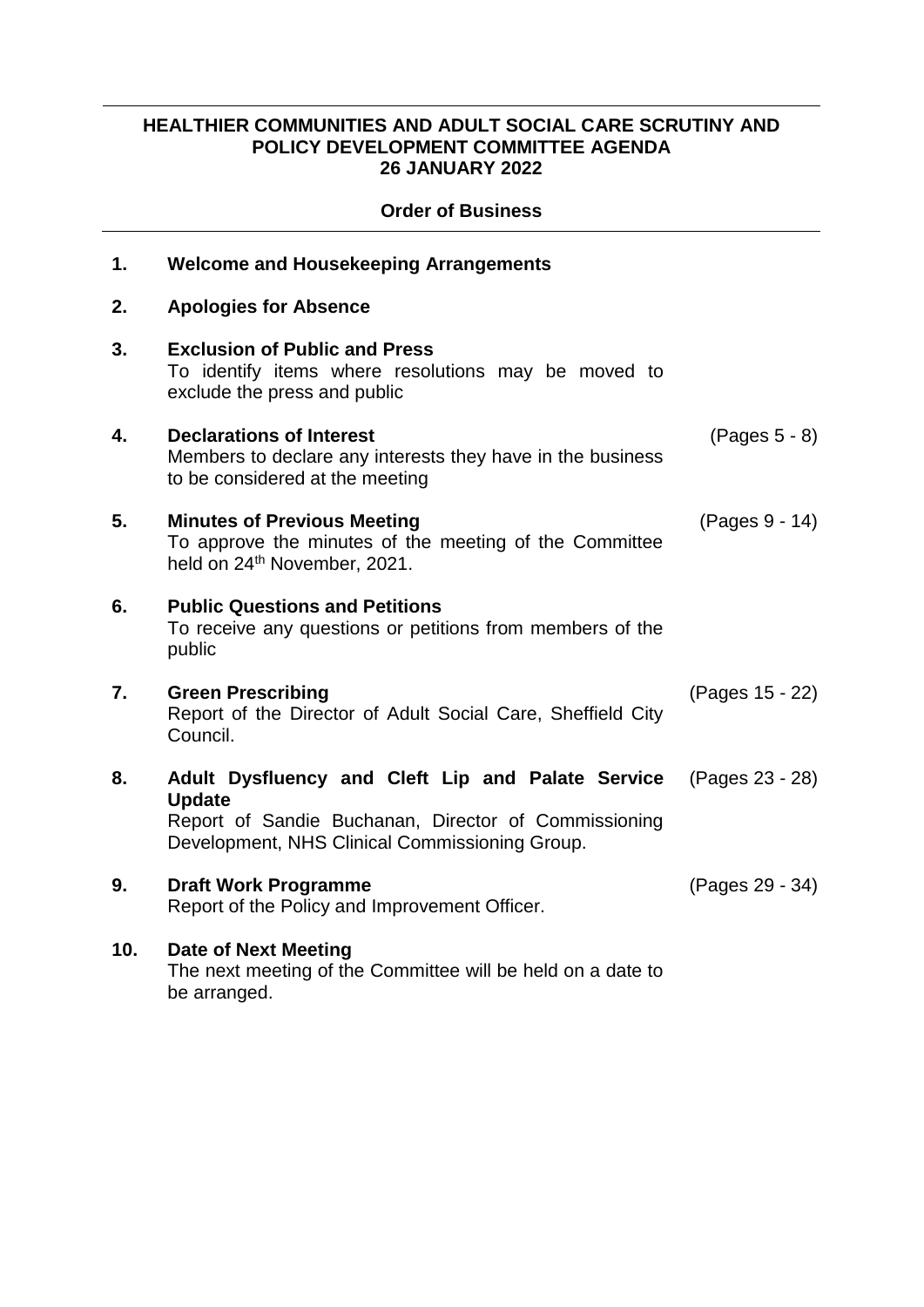**HEALTHIER COMMUNITIES AND ADULT SOCIAL CARE SCRUTINY AND POLICY DEVELOPMENT COMMITTEE AGENDA**
**26 JANUARY 2022**

**Order of Business**

| | | |
|---|---|---|
| **1.** | **Welcome and Housekeeping Arrangements** | |
| **2.** | **Apologies for Absence** | |
| **3.** | **Exclusion of Public and Press**<br>To identify items where resolutions may be moved to exclude the press and public | |
| **4.** | **Declarations of Interest**<br>Members to declare any interests they have in the business to be considered at the meeting | (Pages 5 - 8) |
| **5.** | **Minutes of Previous Meeting**<br>To approve the minutes of the meeting of the Committee held on 24th November, 2021. | (Pages 9 - 14) |
| **6.** | **Public Questions and Petitions**<br>To receive any questions or petitions from members of the public | |
| **7.** | **Green Prescribing**<br>Report of the Director of Adult Social Care, Sheffield City Council. | (Pages 15 - 22) |
| **8.** | **Adult Dysfluency and Cleft Lip and Palate Service Update**<br>Report of Sandie Buchanan, Director of Commissioning Development, NHS Clinical Commissioning Group. | (Pages 23 - 28) |
| **9.** | **Draft Work Programme**<br>Report of the Policy and Improvement Officer. | (Pages 29 - 34) |
| **10.** | **Date of Next Meeting**<br>The next meeting of the Committee will be held on a date to be arranged. | |